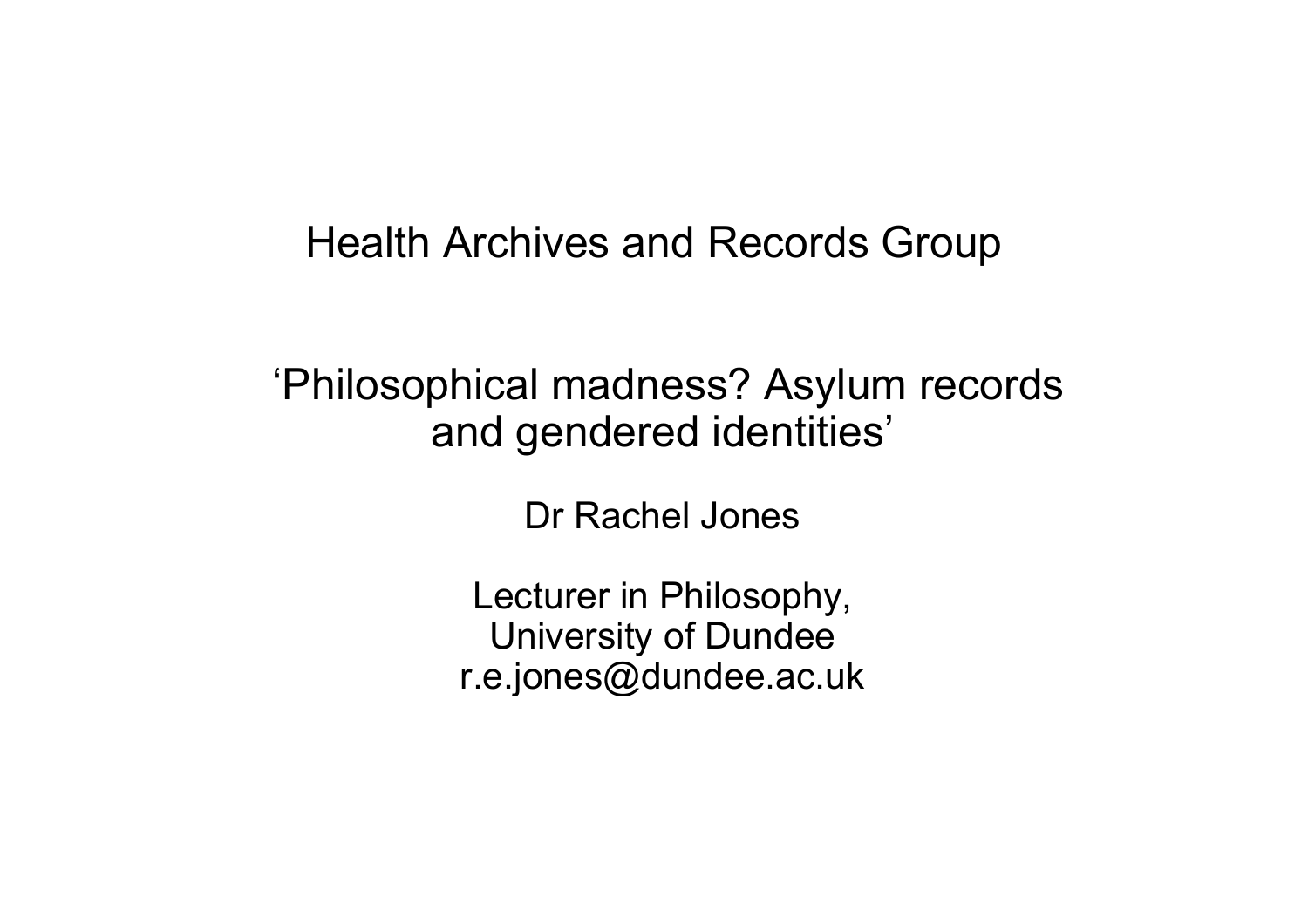Health Archives and Records Group

# ‘Philosophical madness? Asylum records and gendered identities’

Dr Rachel Jones

Lecturer in Philosophy,
University of Dundee
r.e.jones@dundee.ac.uk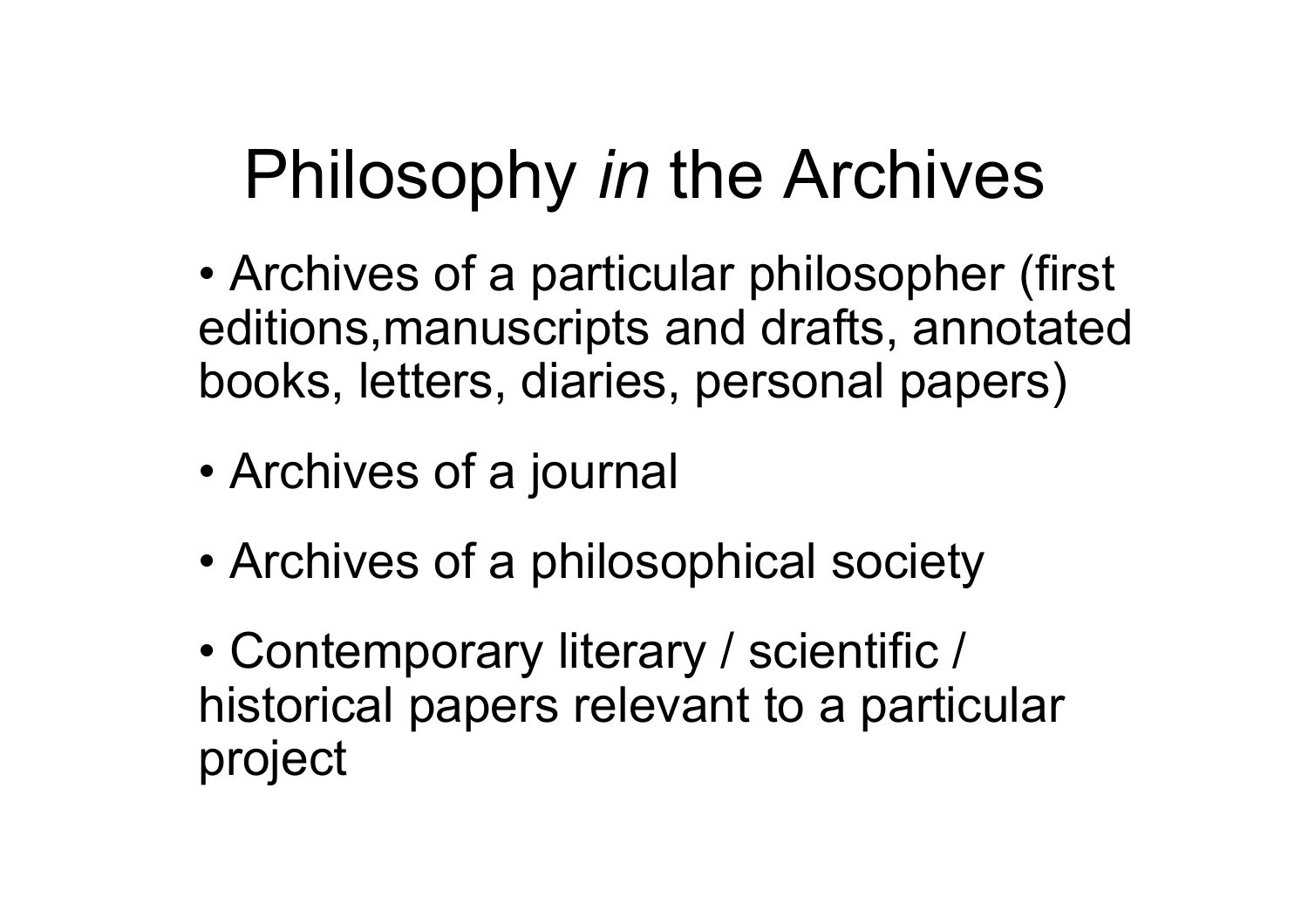# Philosophy *in* the Archives

- Archives of a particular philosopher (first editions,manuscripts and drafts, annotated books, letters, diaries, personal papers)
- Archives of a journal
- Archives of a philosophical society
- Contemporary literary / scientific / historical papers relevant to a particular project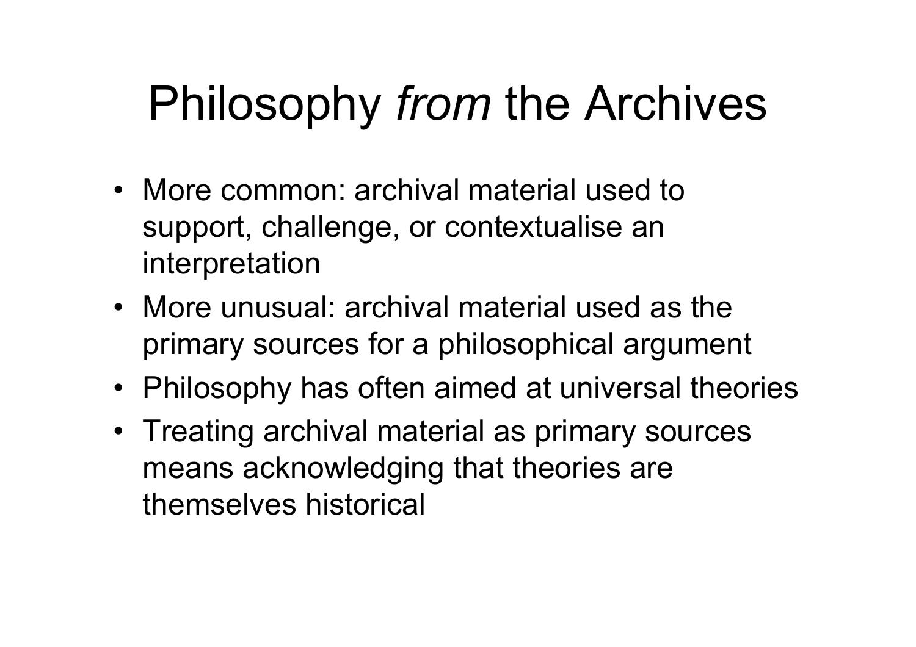# Philosophy *from* the Archives

- More common: archival material used to support, challenge, or contextualise an interpretation
- More unusual: archival material used as the primary sources for a philosophical argument
- Philosophy has often aimed at universal theories
- Treating archival material as primary sources means acknowledging that theories are themselves historical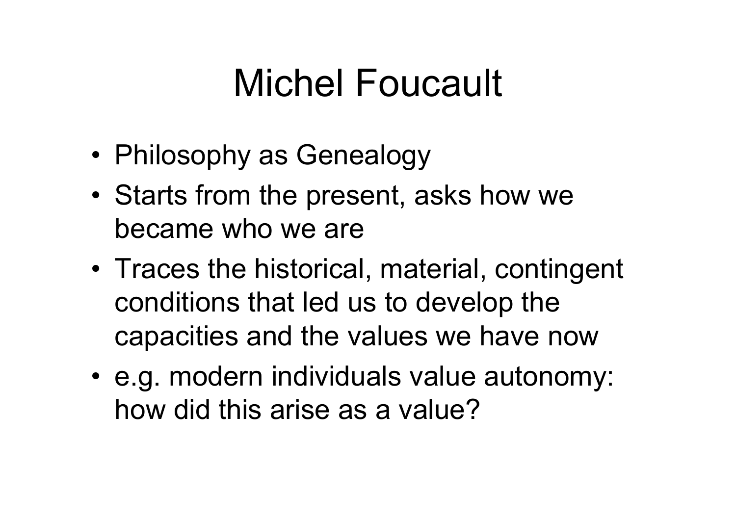# Michel Foucault

- Philosophy as Genealogy
- Starts from the present, asks how we became who we are
- Traces the historical, material, contingent conditions that led us to develop the capacities and the values we have now
- e.g. modern individuals value autonomy: how did this arise as a value?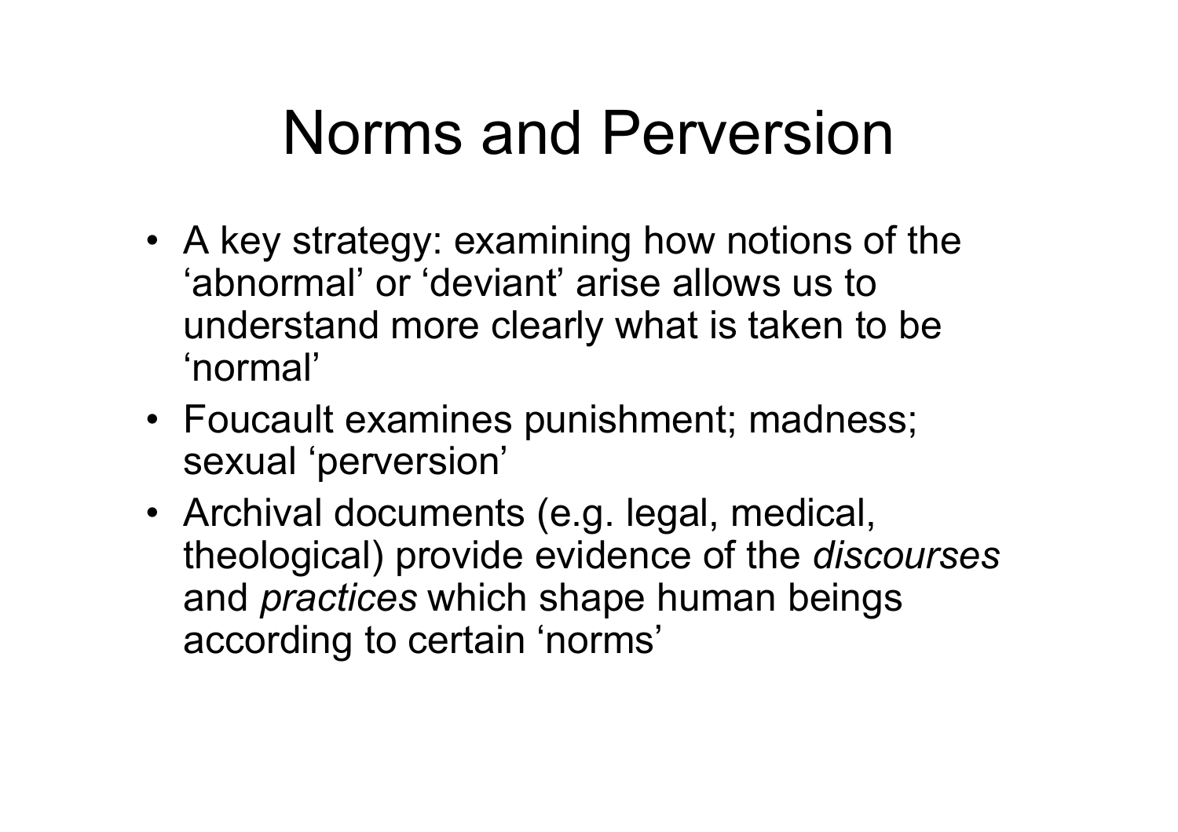# Norms and Perversion

- A key strategy: examining how notions of the 'abnormal' or 'deviant' arise allows us to understand more clearly what is taken to be 'normal'
- Foucault examines punishment; madness; sexual 'perversion'
- Archival documents (e.g. legal, medical, theological) provide evidence of the *discourses* and *practices* which shape human beings according to certain 'norms'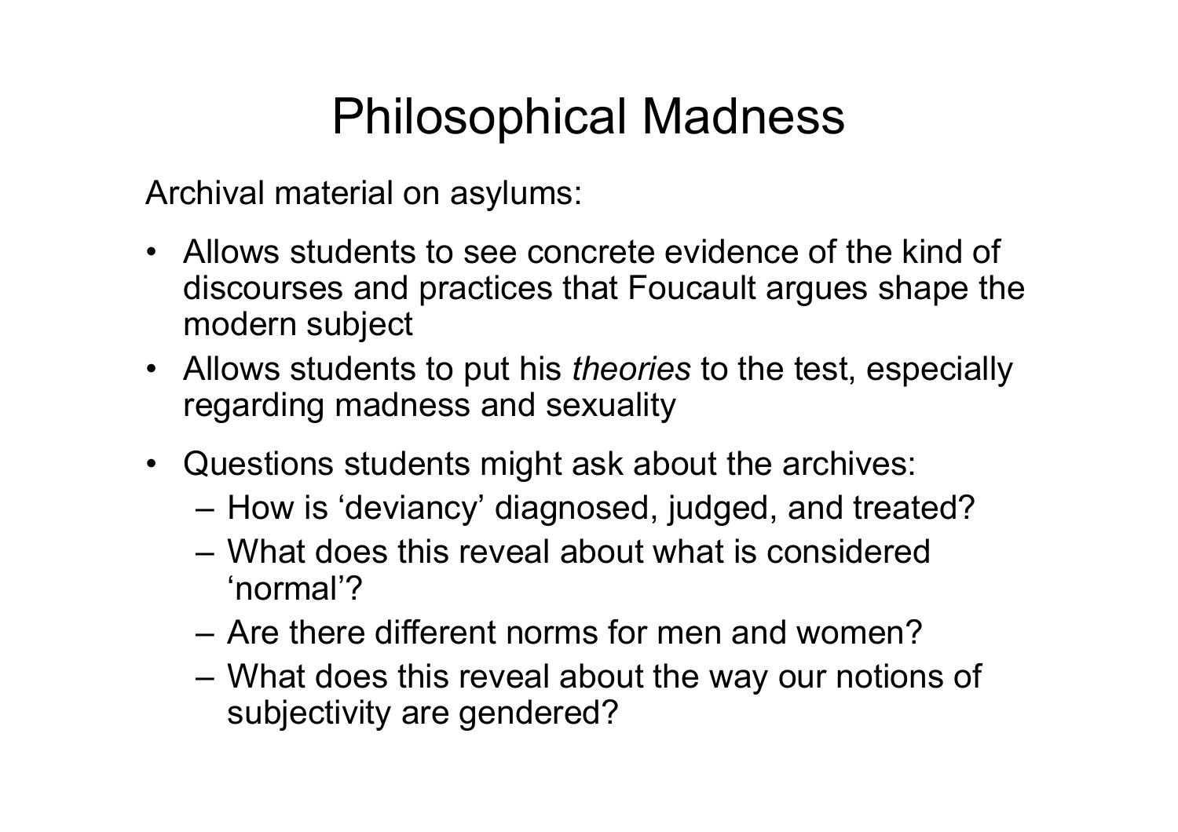# Philosophical Madness

Archival material on asylums:

- Allows students to see concrete evidence of the kind of discourses and practices that Foucault argues shape the modern subject
- Allows students to put his *theories* to the test, especially regarding madness and sexuality
- Questions students might ask about the archives:
  - How is 'deviancy' diagnosed, judged, and treated?
  - What does this reveal about what is considered 'normal'?
  - Are there different norms for men and women?
  - What does this reveal about the way our notions of subjectivity are gendered?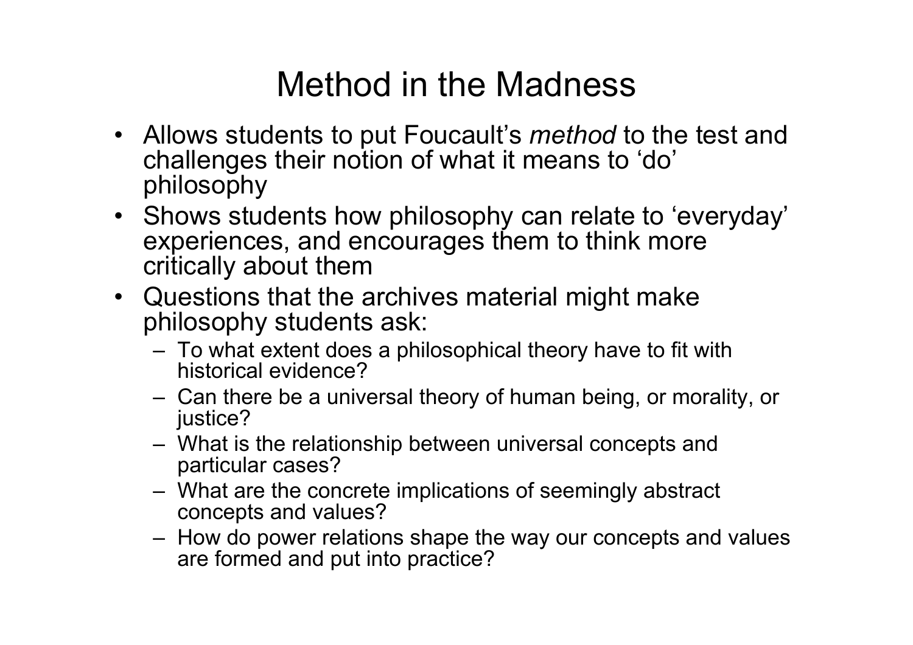# Method in the Madness

- Allows students to put Foucault's *method* to the test and challenges their notion of what it means to 'do' philosophy
- Shows students how philosophy can relate to 'everyday' experiences, and encourages them to think more critically about them
- Questions that the archives material might make philosophy students ask:
  - To what extent does a philosophical theory have to fit with historical evidence?
  - Can there be a universal theory of human being, or morality, or justice?
  - What is the relationship between universal concepts and particular cases?
  - What are the concrete implications of seemingly abstract concepts and values?
  - How do power relations shape the way our concepts and values are formed and put into practice?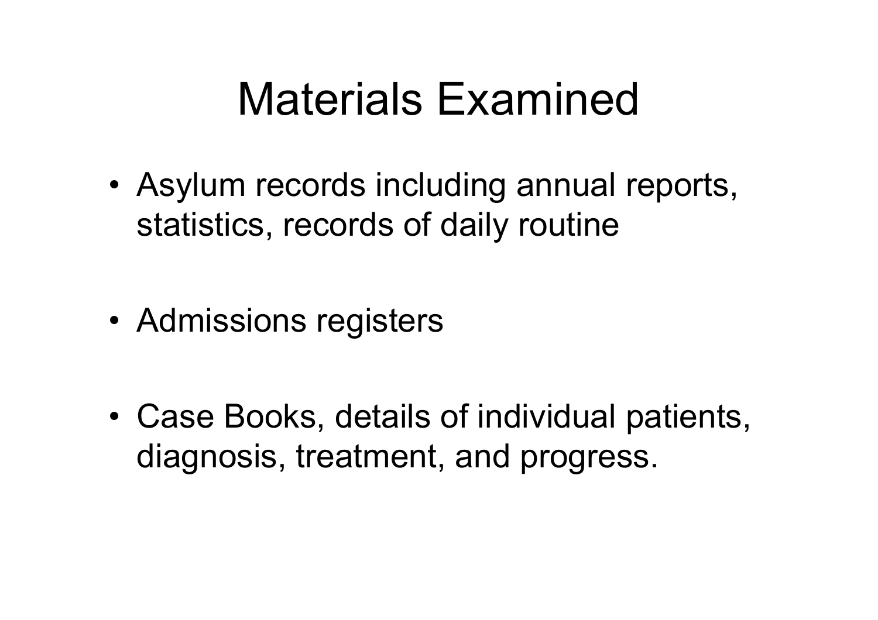# Materials Examined

- Asylum records including annual reports, statistics, records of daily routine

- Admissions registers

- Case Books, details of individual patients, diagnosis, treatment, and progress.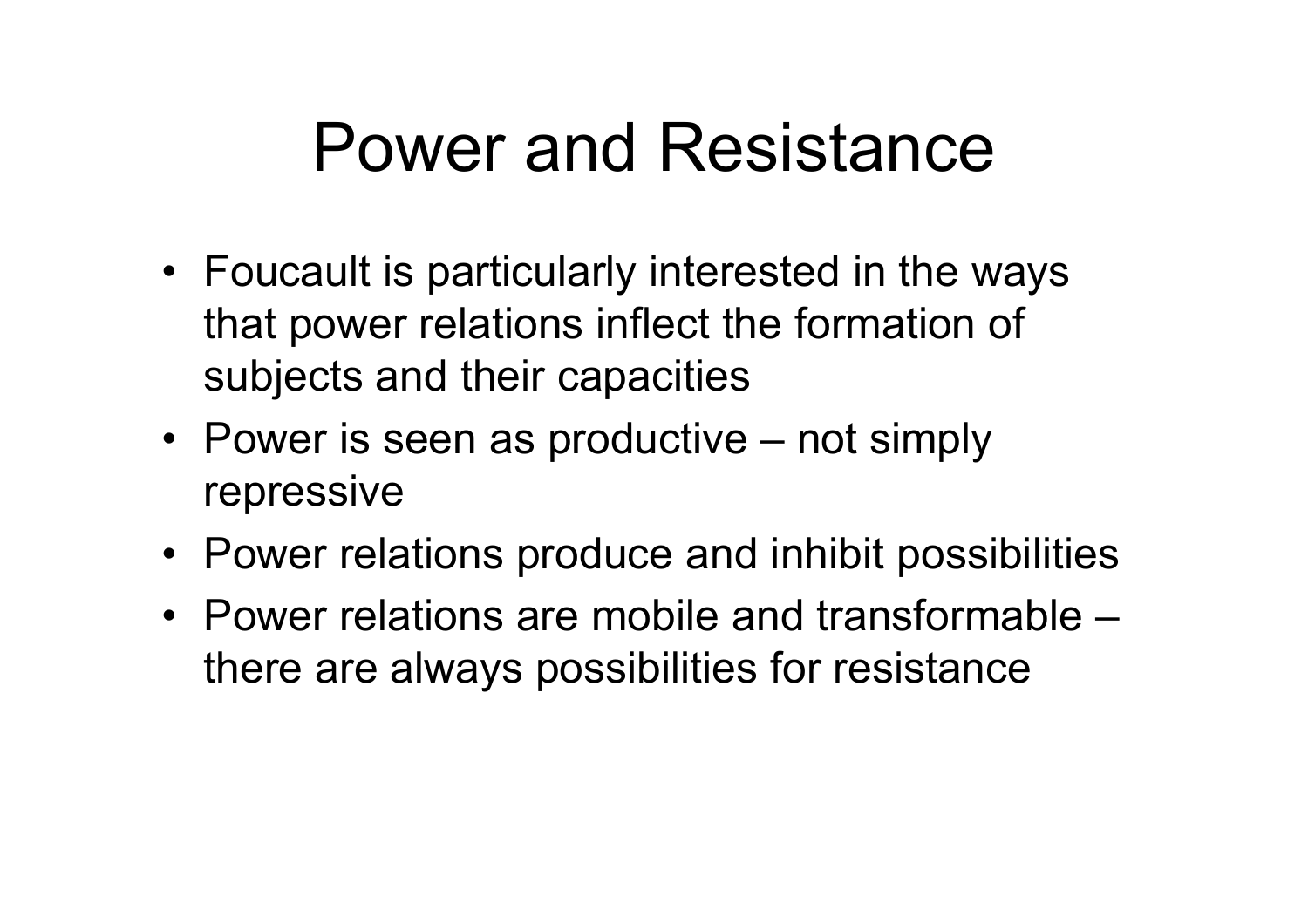# Power and Resistance

- Foucault is particularly interested in the ways that power relations inflect the formation of subjects and their capacities
- Power is seen as productive – not simply repressive
- Power relations produce and inhibit possibilities
- Power relations are mobile and transformable – there are always possibilities for resistance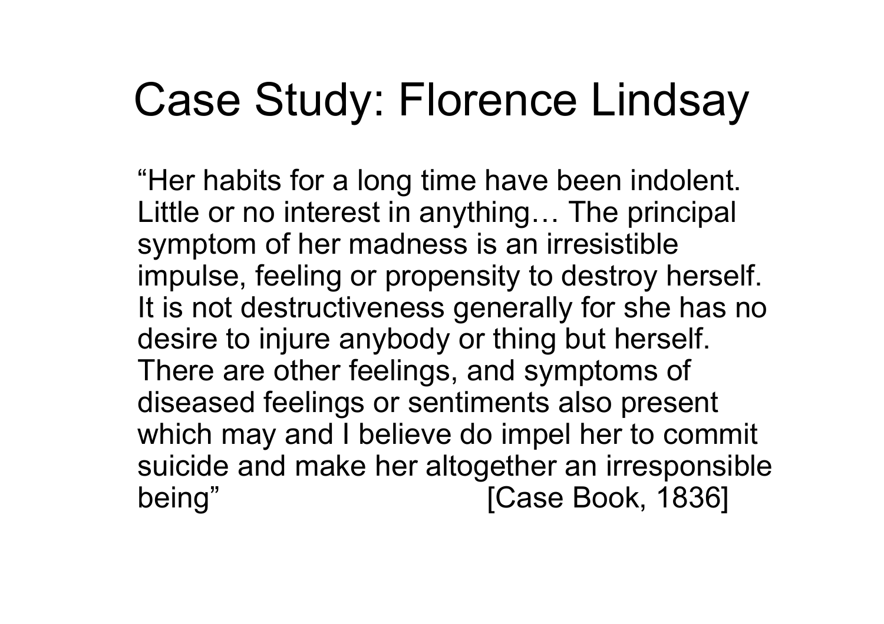# Case Study: Florence Lindsay

"Her habits for a long time have been indolent. Little or no interest in anything… The principal symptom of her madness is an irresistible impulse, feeling or propensity to destroy herself. It is not destructiveness generally for she has no desire to injure anybody or thing but herself. There are other feelings, and symptoms of diseased feelings or sentiments also present which may and I believe do impel her to commit suicide and make her altogether an irresponsible being" [Case Book, 1836]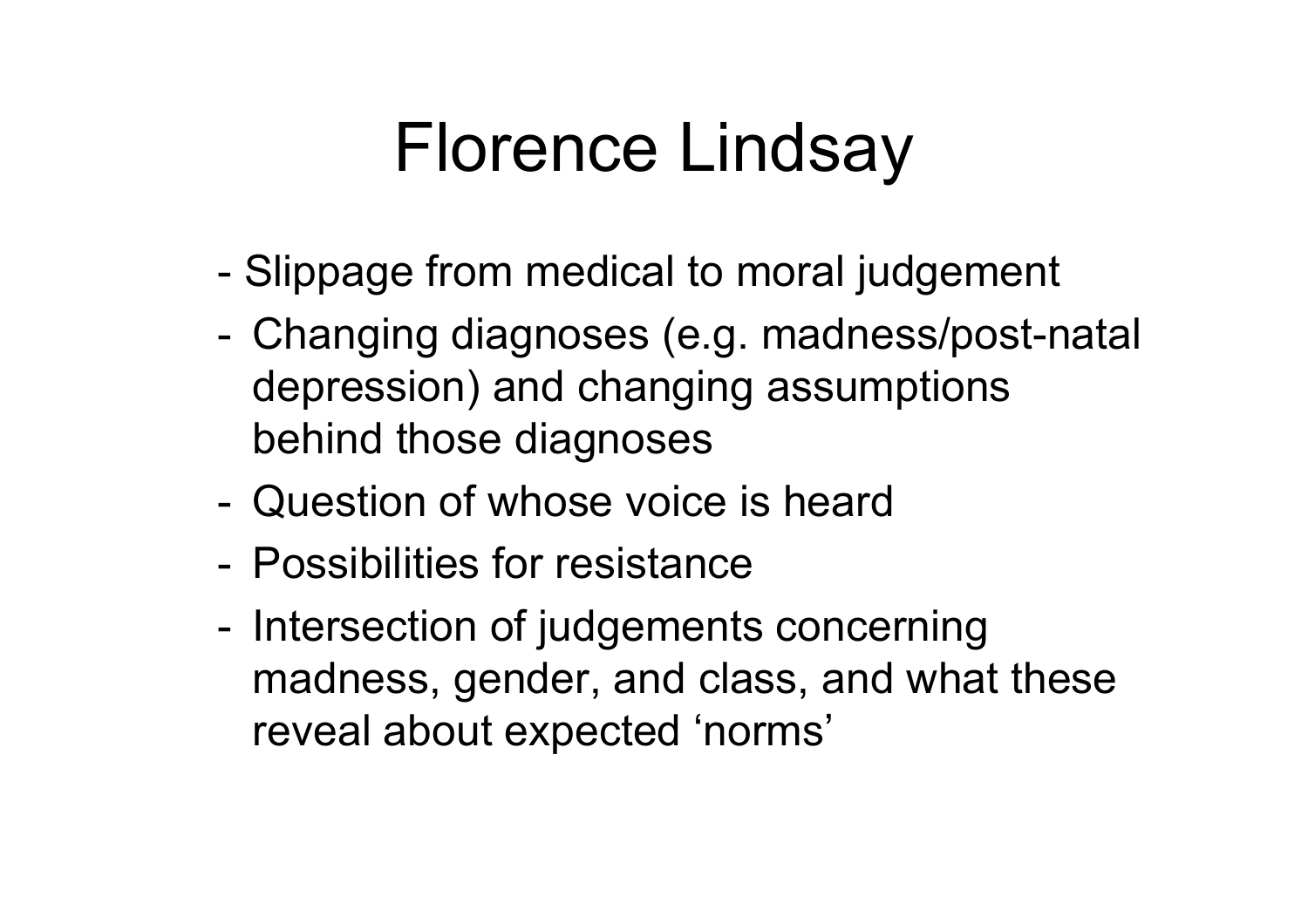# Florence Lindsay

- Slippage from medical to moral judgement
- Changing diagnoses (e.g. madness/post-natal depression) and changing assumptions behind those diagnoses
- Question of whose voice is heard
- Possibilities for resistance
- Intersection of judgements concerning madness, gender, and class, and what these reveal about expected 'norms'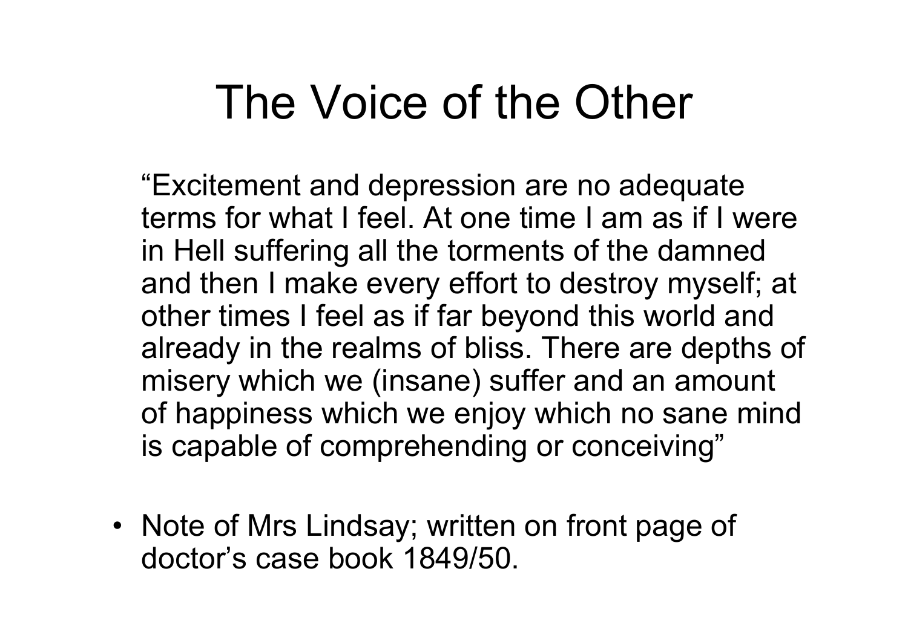# The Voice of the Other

"Excitement and depression are no adequate terms for what I feel. At one time I am as if I were in Hell suffering all the torments of the damned and then I make every effort to destroy myself; at other times I feel as if far beyond this world and already in the realms of bliss. There are depths of misery which we (insane) suffer and an amount of happiness which we enjoy which no sane mind is capable of comprehending or conceiving"

- Note of Mrs Lindsay; written on front page of doctor's case book 1849/50.